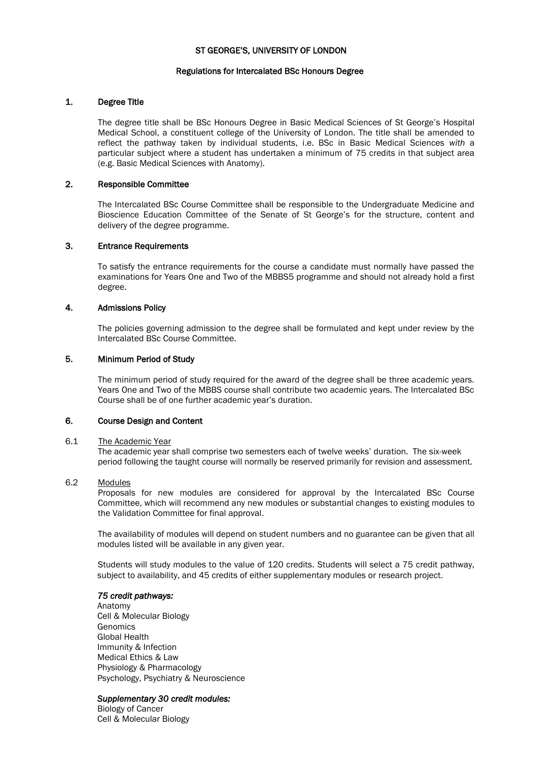# ST GEORGE'S, UNIVERSITY OF LONDON

## Regulations for Intercalated BSc Honours Degree

### 1. Degree Title

The degree title shall be BSc Honours Degree in Basic Medical Sciences of St George's Hospital Medical School, a constituent college of the University of London. The title shall be amended to reflect the pathway taken by individual students, i.e. BSc in Basic Medical Sciences *with* a particular subject where a student has undertaken a minimum of 75 credits in that subject area (e.g. Basic Medical Sciences with Anatomy).

### 2. Responsible Committee

The Intercalated BSc Course Committee shall be responsible to the Undergraduate Medicine and Bioscience Education Committee of the Senate of St George's for the structure, content and delivery of the degree programme.

### 3. Entrance Requirements

To satisfy the entrance requirements for the course a candidate must normally have passed the examinations for Years One and Two of the MBBS5 programme and should not already hold a first degree.

### 4. Admissions Policy

The policies governing admission to the degree shall be formulated and kept under review by the Intercalated BSc Course Committee.

### 5. Minimum Period of Study

The minimum period of study required for the award of the degree shall be three academic years. Years One and Two of the MBBS course shall contribute two academic years. The Intercalated BSc Course shall be of one further academic year's duration.

### 6. Course Design and Content

#### 6.1 The Academic Year

The academic year shall comprise two semesters each of twelve weeks' duration. The six-week period following the taught course will normally be reserved primarily for revision and assessment.

#### 6.2 Modules

Proposals for new modules are considered for approval by the Intercalated BSc Course Committee, which will recommend any new modules or substantial changes to existing modules to the Validation Committee for final approval.

The availability of modules will depend on student numbers and no guarantee can be given that all modules listed will be available in any given year.

Students will study modules to the value of 120 credits. Students will select a 75 credit pathway, subject to availability, and 45 credits of either supplementary modules or research project.

***75 credit pathways:***

Anatomy
Cell & Molecular Biology
Genomics
Global Health
Immunity & Infection
Medical Ethics & Law
Physiology & Pharmacology
Psychology, Psychiatry & Neuroscience

***Supplementary 30 credit modules:***

Biology of Cancer
Cell & Molecular Biology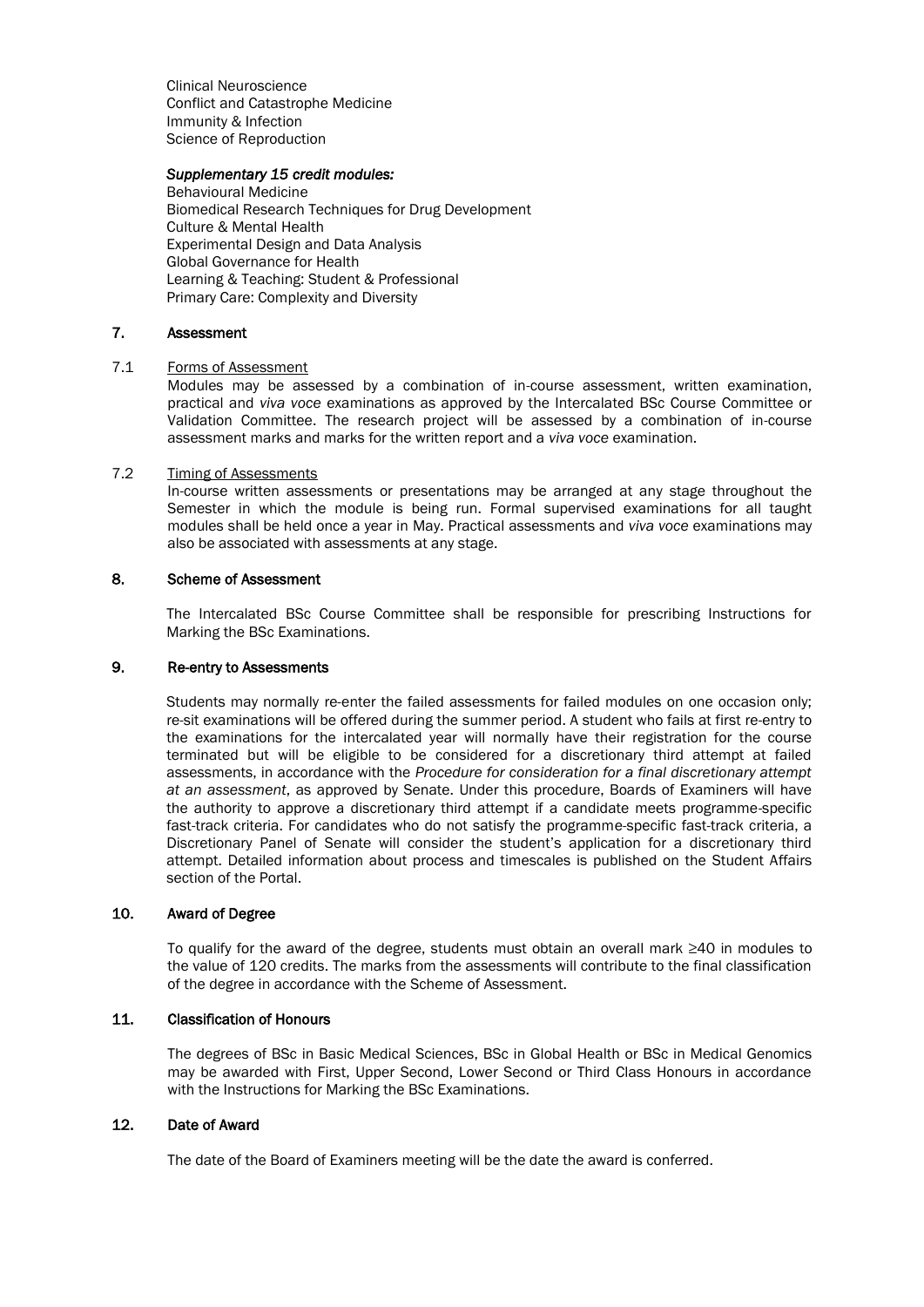Clinical Neuroscience
Conflict and Catastrophe Medicine
Immunity & Infection
Science of Reproduction

*Supplementary 15 credit modules:*
Behavioural Medicine
Biomedical Research Techniques for Drug Development
Culture & Mental Health
Experimental Design and Data Analysis
Global Governance for Health
Learning & Teaching: Student & Professional
Primary Care: Complexity and Diversity

## 7. Assessment

### 7.1 Forms of Assessment

Modules may be assessed by a combination of in-course assessment, written examination, practical and *viva voce* examinations as approved by the Intercalated BSc Course Committee or Validation Committee. The research project will be assessed by a combination of in-course assessment marks and marks for the written report and a *viva voce* examination.

### 7.2 Timing of Assessments

In-course written assessments or presentations may be arranged at any stage throughout the Semester in which the module is being run. Formal supervised examinations for all taught modules shall be held once a year in May. Practical assessments and *viva voce* examinations may also be associated with assessments at any stage.

## 8. Scheme of Assessment

The Intercalated BSc Course Committee shall be responsible for prescribing Instructions for Marking the BSc Examinations.

## 9. Re-entry to Assessments

Students may normally re-enter the failed assessments for failed modules on one occasion only; re-sit examinations will be offered during the summer period. A student who fails at first re-entry to the examinations for the intercalated year will normally have their registration for the course terminated but will be eligible to be considered for a discretionary third attempt at failed assessments, in accordance with the *Procedure for consideration for a final discretionary attempt at an assessment*, as approved by Senate. Under this procedure, Boards of Examiners will have the authority to approve a discretionary third attempt if a candidate meets programme-specific fast-track criteria. For candidates who do not satisfy the programme-specific fast-track criteria, a Discretionary Panel of Senate will consider the student's application for a discretionary third attempt. Detailed information about process and timescales is published on the Student Affairs section of the Portal.

## 10. Award of Degree

To qualify for the award of the degree, students must obtain an overall mark ≥40 in modules to the value of 120 credits. The marks from the assessments will contribute to the final classification of the degree in accordance with the Scheme of Assessment.

## 11. Classification of Honours

The degrees of BSc in Basic Medical Sciences, BSc in Global Health or BSc in Medical Genomics may be awarded with First, Upper Second, Lower Second or Third Class Honours in accordance with the Instructions for Marking the BSc Examinations.

## 12. Date of Award

The date of the Board of Examiners meeting will be the date the award is conferred.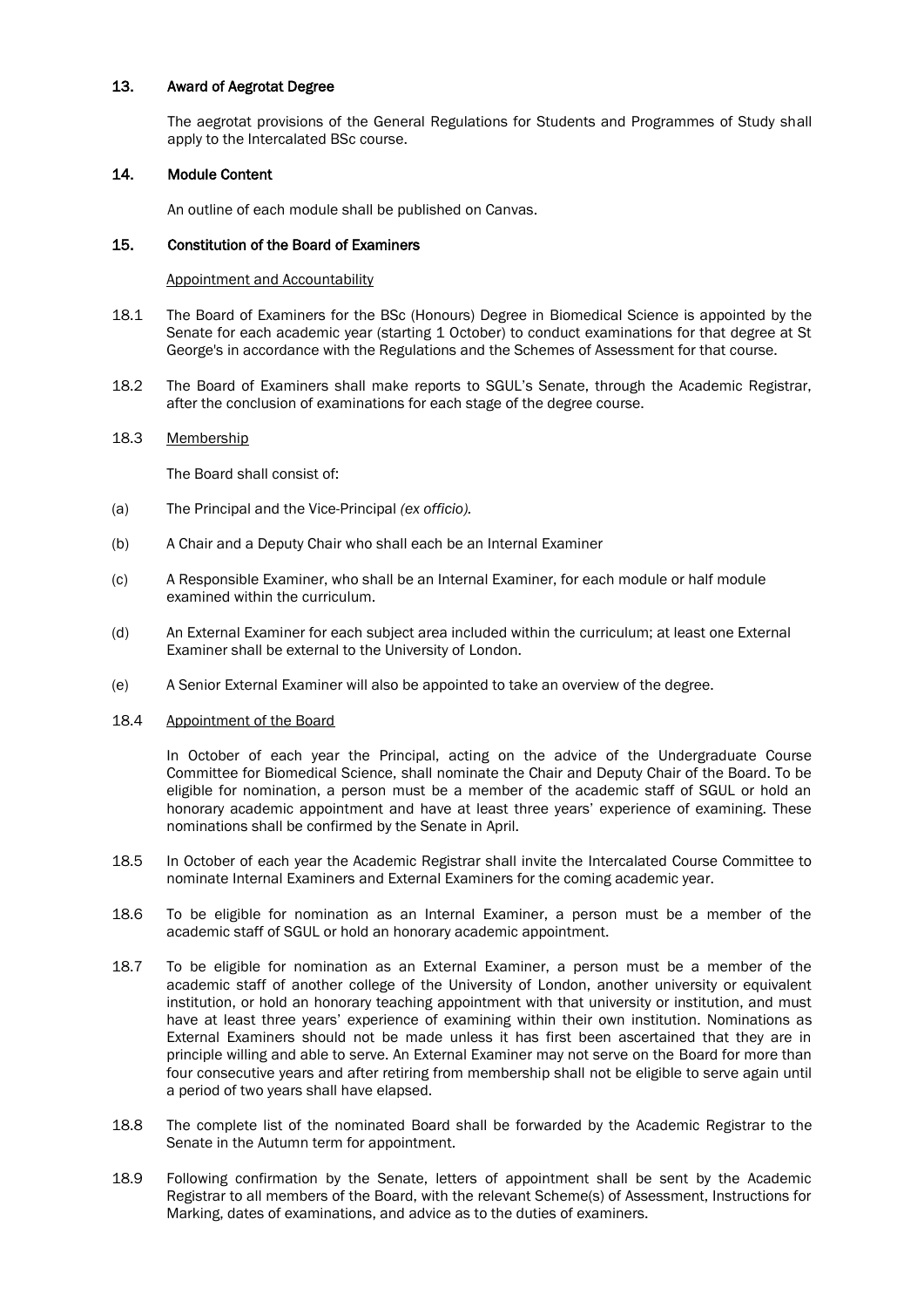## 13. Award of Aegrotat Degree

The aegrotat provisions of the General Regulations for Students and Programmes of Study shall apply to the Intercalated BSc course.

## 14. Module Content

An outline of each module shall be published on Canvas.

## 15. Constitution of the Board of Examiners

Appointment and Accountability

18.1 The Board of Examiners for the BSc (Honours) Degree in Biomedical Science is appointed by the Senate for each academic year (starting 1 October) to conduct examinations for that degree at St George's in accordance with the Regulations and the Schemes of Assessment for that course.

18.2 The Board of Examiners shall make reports to SGUL's Senate, through the Academic Registrar, after the conclusion of examinations for each stage of the degree course.

18.3 Membership

The Board shall consist of:

(a) The Principal and the Vice-Principal *(ex officio)*.

(b) A Chair and a Deputy Chair who shall each be an Internal Examiner

(c) A Responsible Examiner, who shall be an Internal Examiner, for each module or half module examined within the curriculum.

(d) An External Examiner for each subject area included within the curriculum; at least one External Examiner shall be external to the University of London.

(e) A Senior External Examiner will also be appointed to take an overview of the degree.

18.4 Appointment of the Board

In October of each year the Principal, acting on the advice of the Undergraduate Course Committee for Biomedical Science, shall nominate the Chair and Deputy Chair of the Board. To be eligible for nomination, a person must be a member of the academic staff of SGUL or hold an honorary academic appointment and have at least three years' experience of examining. These nominations shall be confirmed by the Senate in April.

18.5 In October of each year the Academic Registrar shall invite the Intercalated Course Committee to nominate Internal Examiners and External Examiners for the coming academic year.

18.6 To be eligible for nomination as an Internal Examiner, a person must be a member of the academic staff of SGUL or hold an honorary academic appointment.

18.7 To be eligible for nomination as an External Examiner, a person must be a member of the academic staff of another college of the University of London, another university or equivalent institution, or hold an honorary teaching appointment with that university or institution, and must have at least three years' experience of examining within their own institution. Nominations as External Examiners should not be made unless it has first been ascertained that they are in principle willing and able to serve. An External Examiner may not serve on the Board for more than four consecutive years and after retiring from membership shall not be eligible to serve again until a period of two years shall have elapsed.

18.8 The complete list of the nominated Board shall be forwarded by the Academic Registrar to the Senate in the Autumn term for appointment.

18.9 Following confirmation by the Senate, letters of appointment shall be sent by the Academic Registrar to all members of the Board, with the relevant Scheme(s) of Assessment, Instructions for Marking, dates of examinations, and advice as to the duties of examiners.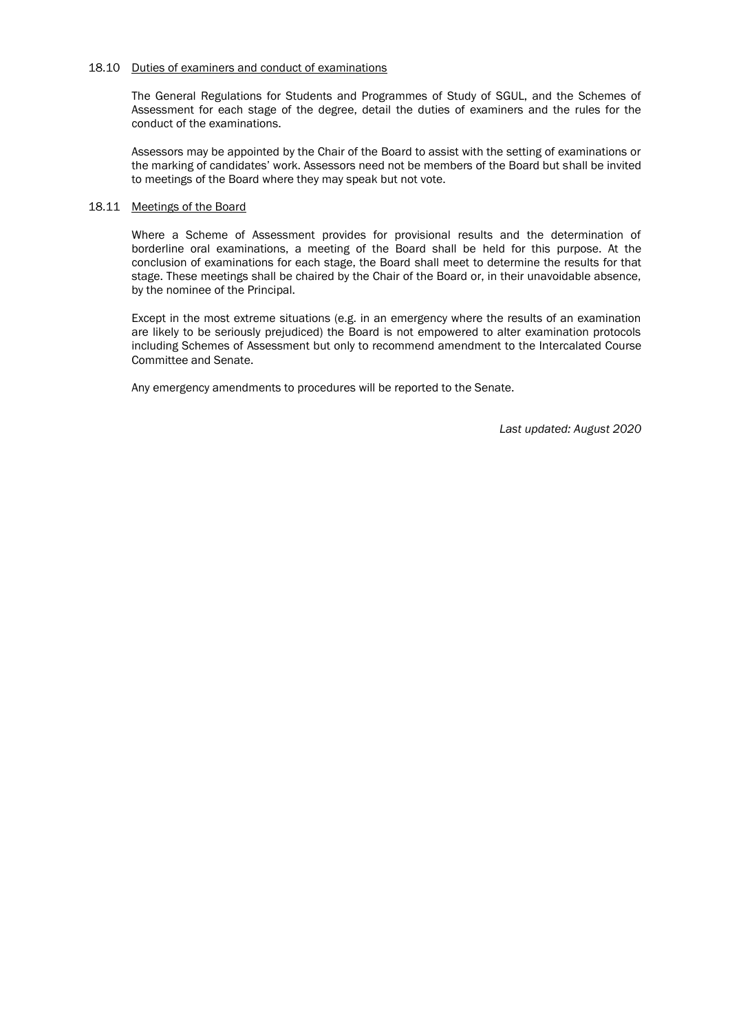### 18.10 Duties of examiners and conduct of examinations

The General Regulations for Students and Programmes of Study of SGUL, and the Schemes of Assessment for each stage of the degree, detail the duties of examiners and the rules for the conduct of the examinations.

Assessors may be appointed by the Chair of the Board to assist with the setting of examinations or the marking of candidates' work. Assessors need not be members of the Board but shall be invited to meetings of the Board where they may speak but not vote.

### 18.11 Meetings of the Board

Where a Scheme of Assessment provides for provisional results and the determination of borderline oral examinations, a meeting of the Board shall be held for this purpose. At the conclusion of examinations for each stage, the Board shall meet to determine the results for that stage. These meetings shall be chaired by the Chair of the Board or, in their unavoidable absence, by the nominee of the Principal.

Except in the most extreme situations (e.g. in an emergency where the results of an examination are likely to be seriously prejudiced) the Board is not empowered to alter examination protocols including Schemes of Assessment but only to recommend amendment to the Intercalated Course Committee and Senate.

Any emergency amendments to procedures will be reported to the Senate.

*Last updated: August 2020*